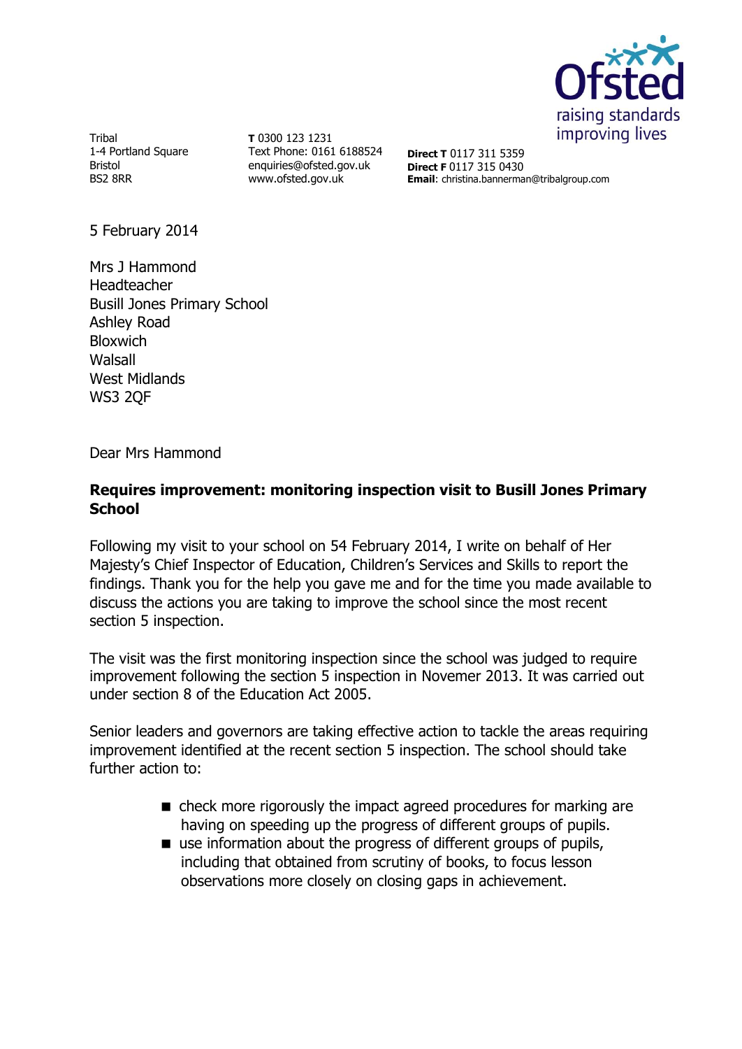Ofsted
raising standards
improving lives

Tribal
1-4 Portland Square
Bristol
BS2 8RR

**T** 0300 123 1231
Text Phone: 0161 6188524
enquiries@ofsted.gov.uk
www.ofsted.gov.uk

**Direct T** 0117 311 5359
**Direct F** 0117 315 0430
**Email**: christina.bannerman@tribalgroup.com

5 February 2014

Mrs J Hammond
Headteacher
Busill Jones Primary School
Ashley Road
Bloxwich
Walsall
West Midlands
WS3 2QF

Dear Mrs Hammond

**Requires improvement: monitoring inspection visit to Busill Jones Primary School**

Following my visit to your school on 54 February 2014, I write on behalf of Her Majesty's Chief Inspector of Education, Children's Services and Skills to report the findings. Thank you for the help you gave me and for the time you made available to discuss the actions you are taking to improve the school since the most recent section 5 inspection.

The visit was the first monitoring inspection since the school was judged to require improvement following the section 5 inspection in Novemer 2013. It was carried out under section 8 of the Education Act 2005.

Senior leaders and governors are taking effective action to tackle the areas requiring improvement identified at the recent section 5 inspection. The school should take further action to:

- check more rigorously the impact agreed procedures for marking are having on speeding up the progress of different groups of pupils.
- use information about the progress of different groups of pupils, including that obtained from scrutiny of books, to focus lesson observations more closely on closing gaps in achievement.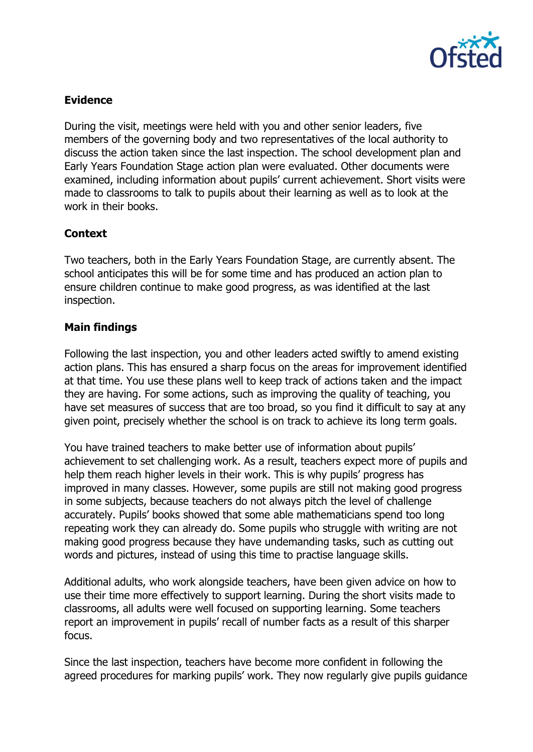**Evidence**

During the visit, meetings were held with you and other senior leaders, five members of the governing body and two representatives of the local authority to discuss the action taken since the last inspection. The school development plan and Early Years Foundation Stage action plan were evaluated. Other documents were examined, including information about pupils' current achievement. Short visits were made to classrooms to talk to pupils about their learning as well as to look at the work in their books.

**Context**

Two teachers, both in the Early Years Foundation Stage, are currently absent. The school anticipates this will be for some time and has produced an action plan to ensure children continue to make good progress, as was identified at the last inspection.

**Main findings**

Following the last inspection, you and other leaders acted swiftly to amend existing action plans. This has ensured a sharp focus on the areas for improvement identified at that time. You use these plans well to keep track of actions taken and the impact they are having. For some actions, such as improving the quality of teaching, you have set measures of success that are too broad, so you find it difficult to say at any given point, precisely whether the school is on track to achieve its long term goals.

You have trained teachers to make better use of information about pupils' achievement to set challenging work. As a result, teachers expect more of pupils and help them reach higher levels in their work. This is why pupils' progress has improved in many classes. However, some pupils are still not making good progress in some subjects, because teachers do not always pitch the level of challenge accurately. Pupils' books showed that some able mathematicians spend too long repeating work they can already do. Some pupils who struggle with writing are not making good progress because they have undemanding tasks, such as cutting out words and pictures, instead of using this time to practise language skills.

Additional adults, who work alongside teachers, have been given advice on how to use their time more effectively to support learning. During the short visits made to classrooms, all adults were well focused on supporting learning. Some teachers report an improvement in pupils' recall of number facts as a result of this sharper focus.

Since the last inspection, teachers have become more confident in following the agreed procedures for marking pupils' work. They now regularly give pupils guidance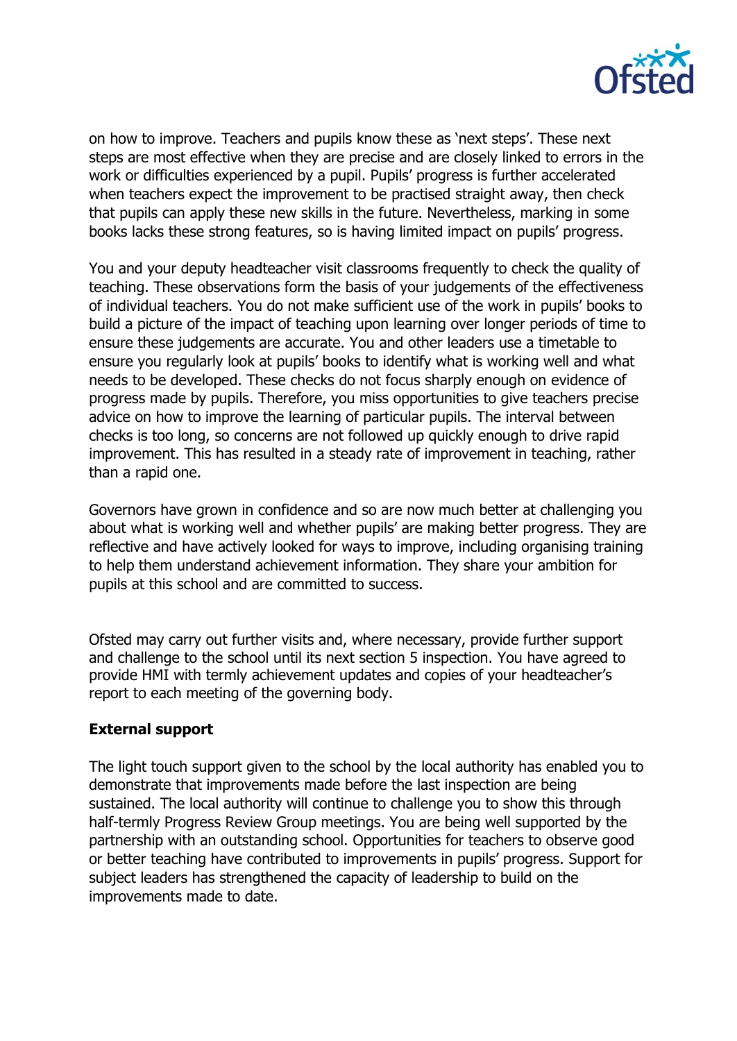on how to improve. Teachers and pupils know these as 'next steps'. These next steps are most effective when they are precise and are closely linked to errors in the work or difficulties experienced by a pupil. Pupils' progress is further accelerated when teachers expect the improvement to be practised straight away, then check that pupils can apply these new skills in the future. Nevertheless, marking in some books lacks these strong features, so is having limited impact on pupils' progress.

You and your deputy headteacher visit classrooms frequently to check the quality of teaching. These observations form the basis of your judgements of the effectiveness of individual teachers. You do not make sufficient use of the work in pupils' books to build a picture of the impact of teaching upon learning over longer periods of time to ensure these judgements are accurate. You and other leaders use a timetable to ensure you regularly look at pupils' books to identify what is working well and what needs to be developed. These checks do not focus sharply enough on evidence of progress made by pupils. Therefore, you miss opportunities to give teachers precise advice on how to improve the learning of particular pupils. The interval between checks is too long, so concerns are not followed up quickly enough to drive rapid improvement. This has resulted in a steady rate of improvement in teaching, rather than a rapid one.

Governors have grown in confidence and so are now much better at challenging you about what is working well and whether pupils' are making better progress. They are reflective and have actively looked for ways to improve, including organising training to help them understand achievement information. They share your ambition for pupils at this school and are committed to success.

Ofsted may carry out further visits and, where necessary, provide further support and challenge to the school until its next section 5 inspection. You have agreed to provide HMI with termly achievement updates and copies of your headteacher's report to each meeting of the governing body.

**External support**

The light touch support given to the school by the local authority has enabled you to demonstrate that improvements made before the last inspection are being sustained. The local authority will continue to challenge you to show this through half-termly Progress Review Group meetings. You are being well supported by the partnership with an outstanding school. Opportunities for teachers to observe good or better teaching have contributed to improvements in pupils' progress. Support for subject leaders has strengthened the capacity of leadership to build on the improvements made to date.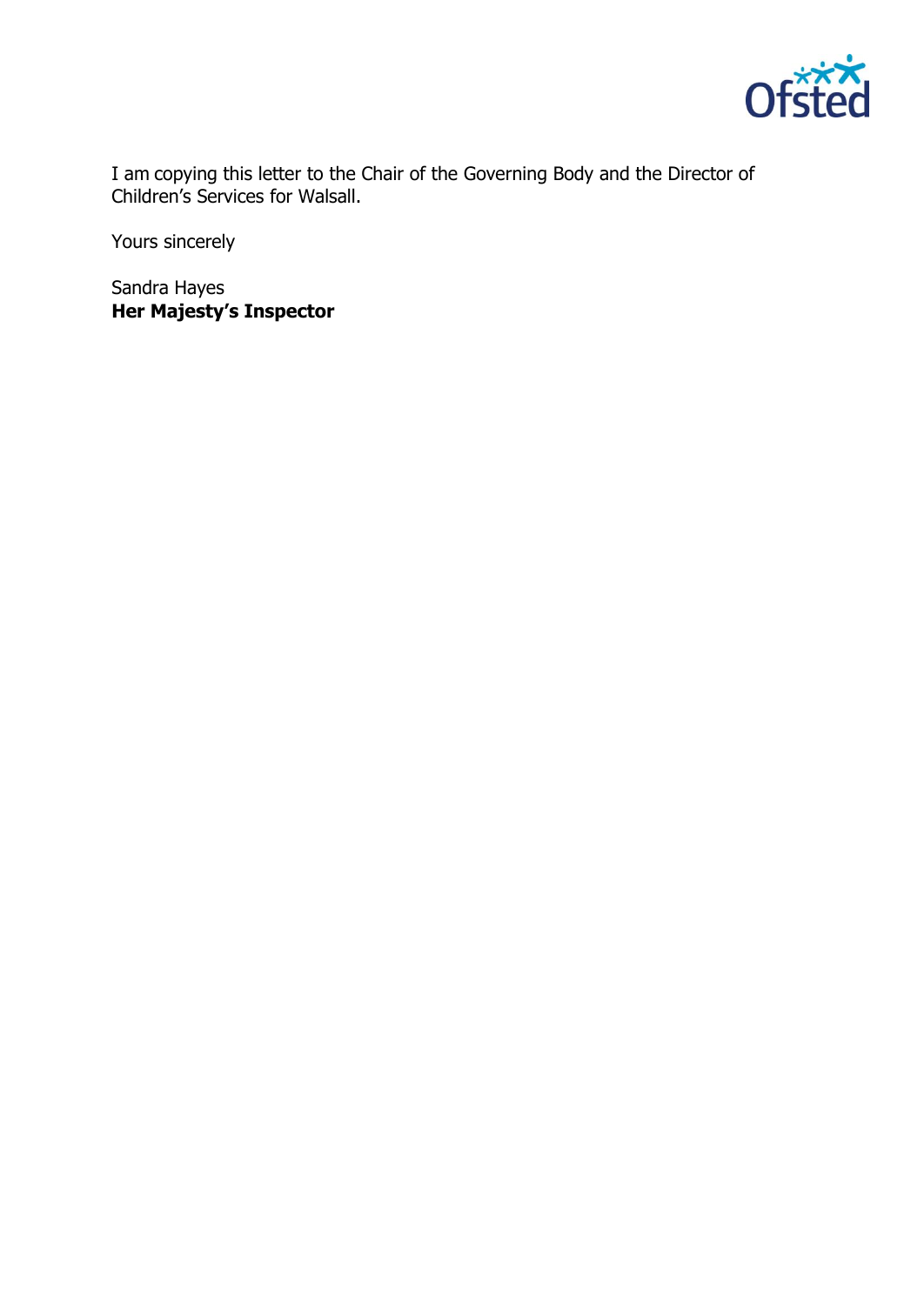I am copying this letter to the Chair of the Governing Body and the Director of Children's Services for Walsall.

Yours sincerely

Sandra Hayes
**Her Majesty's Inspector**